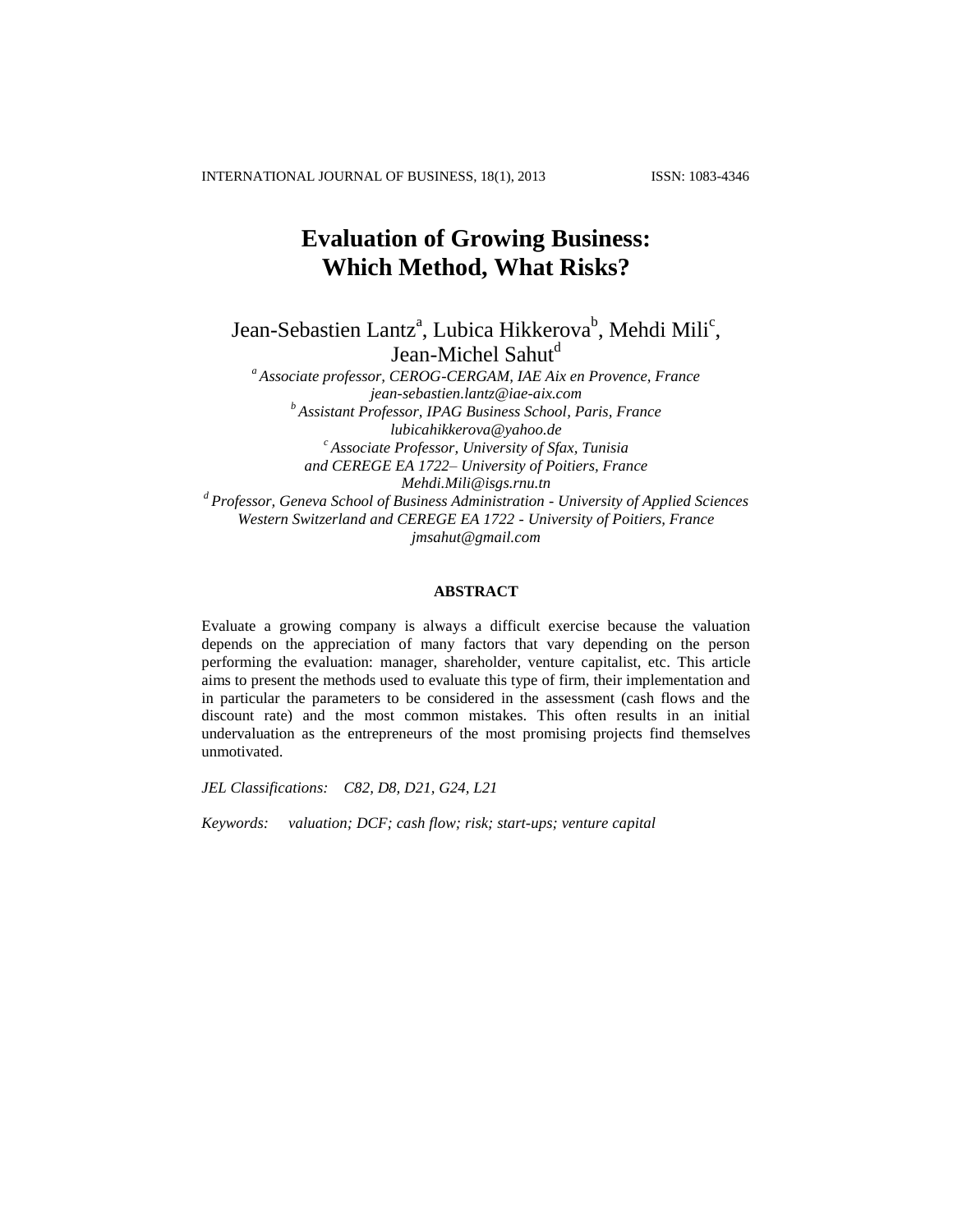# Evaluation of Growing Business: Which Method, What Risks?

Jean-Sebastien Lantz[a], Lubica Hikkerova[b], Mehdi Mili[c], Jean-Michel Sahut[d]

[a] *Associate professor, CEROG-CERGAM, IAE Aix en Provence, France*
*jean-sebastien.lantz@iae-aix.com*
[b] *Assistant Professor, IPAG Business School, Paris, France*
*lubicahikkerova@yahoo.de*
[c] *Associate Professor, University of Sfax, Tunisia*
*and CEREGE EA 1722– University of Poitiers, France*
*Mehdi.Mili@isgs.rnu.tn*
[d] *Professor, Geneva School of Business Administration - University of Applied Sciences Western Switzerland and CEREGE EA 1722 - University of Poitiers, France*
*jmsahut@gmail.com*

## ABSTRACT

Evaluate a growing company is always a difficult exercise because the valuation depends on the appreciation of many factors that vary depending on the person performing the evaluation: manager, shareholder, venture capitalist, etc. This article aims to present the methods used to evaluate this type of firm, their implementation and in particular the parameters to be considered in the assessment (cash flows and the discount rate) and the most common mistakes. This often results in an initial undervaluation as the entrepreneurs of the most promising projects find themselves unmotivated.

*JEL Classifications:* *C82, D8, D21, G24, L21*

*Keywords:* *valuation; DCF; cash flow; risk; start-ups; venture capital*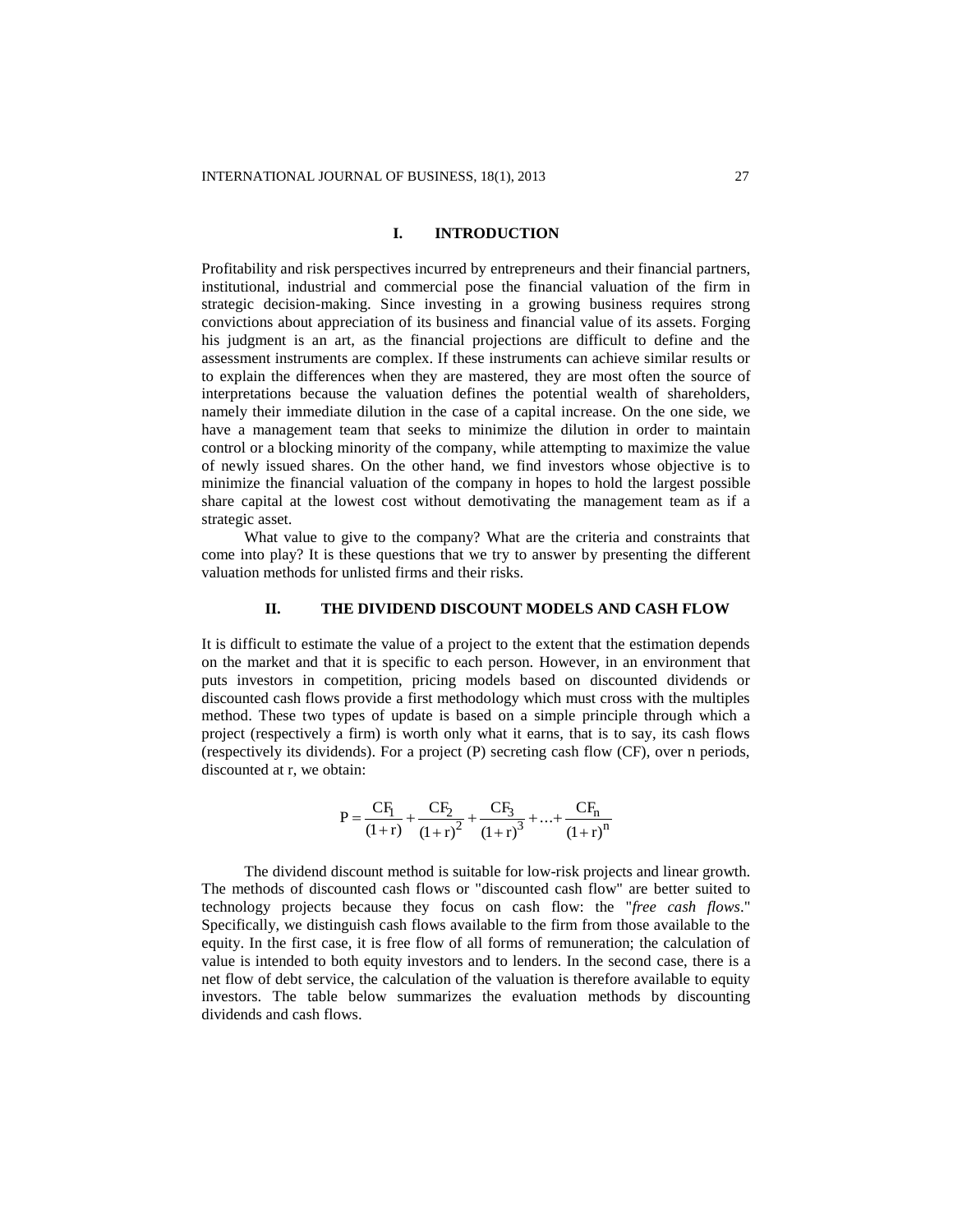## I. INTRODUCTION

Profitability and risk perspectives incurred by entrepreneurs and their financial partners, institutional, industrial and commercial pose the financial valuation of the firm in strategic decision-making. Since investing in a growing business requires strong convictions about appreciation of its business and financial value of its assets. Forging his judgment is an art, as the financial projections are difficult to define and the assessment instruments are complex. If these instruments can achieve similar results or to explain the differences when they are mastered, they are most often the source of interpretations because the valuation defines the potential wealth of shareholders, namely their immediate dilution in the case of a capital increase. On the one side, we have a management team that seeks to minimize the dilution in order to maintain control or a blocking minority of the company, while attempting to maximize the value of newly issued shares. On the other hand, we find investors whose objective is to minimize the financial valuation of the company in hopes to hold the largest possible share capital at the lowest cost without demotivating the management team as if a strategic asset.

What value to give to the company? What are the criteria and constraints that come into play? It is these questions that we try to answer by presenting the different valuation methods for unlisted firms and their risks.

## II. THE DIVIDEND DISCOUNT MODELS AND CASH FLOW

It is difficult to estimate the value of a project to the extent that the estimation depends on the market and that it is specific to each person. However, in an environment that puts investors in competition, pricing models based on discounted dividends or discounted cash flows provide a first methodology which must cross with the multiples method. These two types of update is based on a simple principle through which a project (respectively a firm) is worth only what it earns, that is to say, its cash flows (respectively its dividends). For a project (P) secreting cash flow (CF), over n periods, discounted at r, we obtain:

$$P = \frac{CF_1}{(1+r)} + \frac{CF_2}{(1+r)^2} + \frac{CF_3}{(1+r)^3} + \ldots + \frac{CF_n}{(1+r)^n}$$

The dividend discount method is suitable for low-risk projects and linear growth. The methods of discounted cash flows or "discounted cash flow" are better suited to technology projects because they focus on cash flow: the "*free cash flows*." Specifically, we distinguish cash flows available to the firm from those available to the equity. In the first case, it is free flow of all forms of remuneration; the calculation of value is intended to both equity investors and to lenders. In the second case, there is a net flow of debt service, the calculation of the valuation is therefore available to equity investors. The table below summarizes the evaluation methods by discounting dividends and cash flows.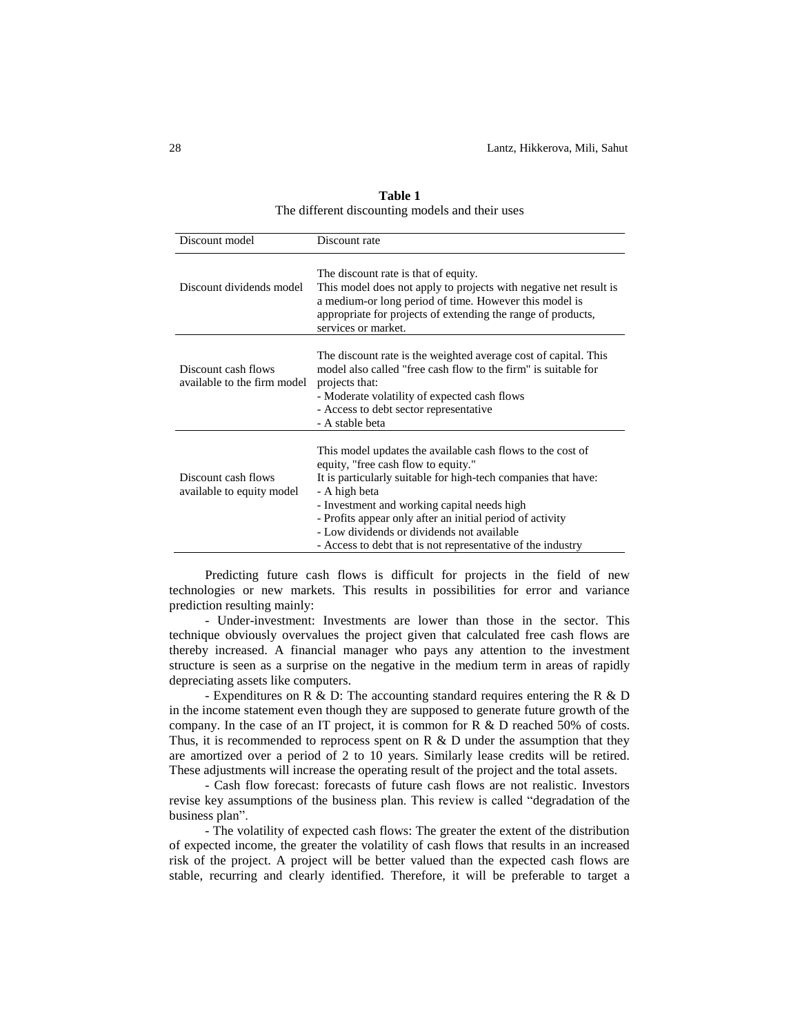**Table 1**
The different discounting models and their uses

| Discount model | Discount rate |
|---|---|
| Discount dividends model | The discount rate is that of equity.<br>This model does not apply to projects with negative net result is a medium-or long period of time. However this model is appropriate for projects of extending the range of products, services or market. |
| Discount cash flows available to the firm model | The discount rate is the weighted average cost of capital. This model also called "free cash flow to the firm" is suitable for projects that:<br>- Moderate volatility of expected cash flows<br>- Access to debt sector representative<br>- A stable beta |
| Discount cash flows available to equity model | This model updates the available cash flows to the cost of equity, "free cash flow to equity."<br>It is particularly suitable for high-tech companies that have:<br>- A high beta<br>- Investment and working capital needs high<br>- Profits appear only after an initial period of activity<br>- Low dividends or dividends not available<br>- Access to debt that is not representative of the industry |

Predicting future cash flows is difficult for projects in the field of new technologies or new markets. This results in possibilities for error and variance prediction resulting mainly:

- Under-investment: Investments are lower than those in the sector. This technique obviously overvalues the project given that calculated free cash flows are thereby increased. A financial manager who pays any attention to the investment structure is seen as a surprise on the negative in the medium term in areas of rapidly depreciating assets like computers.

- Expenditures on R & D: The accounting standard requires entering the R & D in the income statement even though they are supposed to generate future growth of the company. In the case of an IT project, it is common for R & D reached 50% of costs. Thus, it is recommended to reprocess spent on R & D under the assumption that they are amortized over a period of 2 to 10 years. Similarly lease credits will be retired. These adjustments will increase the operating result of the project and the total assets.

- Cash flow forecast: forecasts of future cash flows are not realistic. Investors revise key assumptions of the business plan. This review is called "degradation of the business plan".

- The volatility of expected cash flows: The greater the extent of the distribution of expected income, the greater the volatility of cash flows that results in an increased risk of the project. A project will be better valued than the expected cash flows are stable, recurring and clearly identified. Therefore, it will be preferable to target a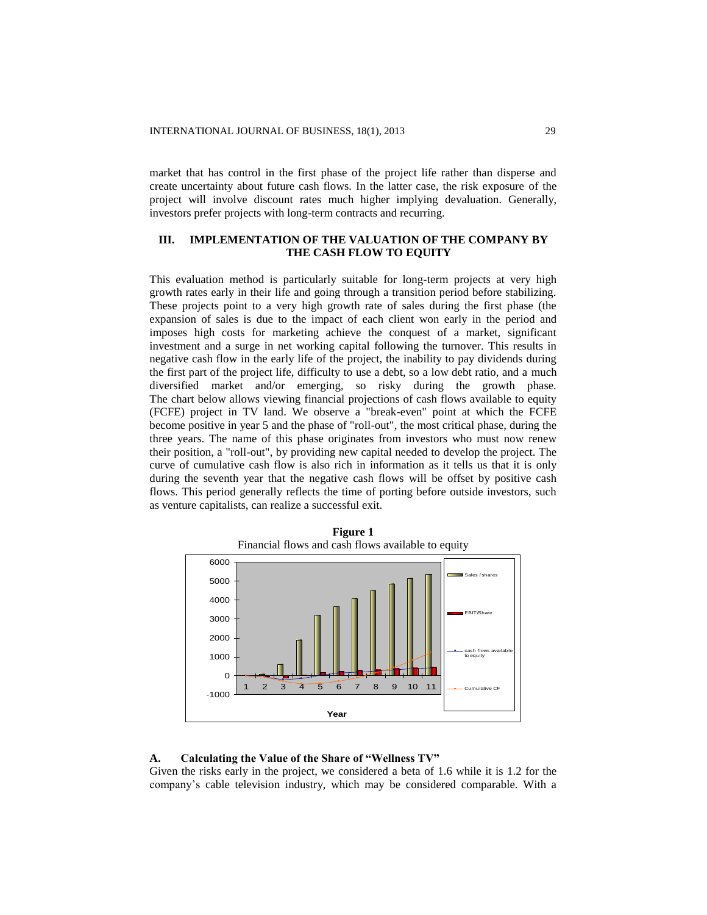market that has control in the first phase of the project life rather than disperse and create uncertainty about future cash flows. In the latter case, the risk exposure of the project will involve discount rates much higher implying devaluation. Generally, investors prefer projects with long-term contracts and recurring.

## III. IMPLEMENTATION OF THE VALUATION OF THE COMPANY BY THE CASH FLOW TO EQUITY

This evaluation method is particularly suitable for long-term projects at very high growth rates early in their life and going through a transition period before stabilizing. These projects point to a very high growth rate of sales during the first phase (the expansion of sales is due to the impact of each client won early in the period and imposes high costs for marketing achieve the conquest of a market, significant investment and a surge in net working capital following the turnover. This results in negative cash flow in the early life of the project, the inability to pay dividends during the first part of the project life, difficulty to use a debt, so a low debt ratio, and a much diversified market and/or emerging, so risky during the growth phase. The chart below allows viewing financial projections of cash flows available to equity (FCFE) project in TV land. We observe a "break-even" point at which the FCFE become positive in year 5 and the phase of "roll-out", the most critical phase, during the three years. The name of this phase originates from investors who must now renew their position, a "roll-out", by providing new capital needed to develop the project. The curve of cumulative cash flow is also rich in information as it tells us that it is only during the seventh year that the negative cash flows will be offset by positive cash flows. This period generally reflects the time of porting before outside investors, such as venture capitalists, can realize a successful exit.

**Figure 1**

Financial flows and cash flows available to equity

### A. Calculating the Value of the Share of "Wellness TV"

Given the risks early in the project, we considered a beta of 1.6 while it is 1.2 for the company's cable television industry, which may be considered comparable. With a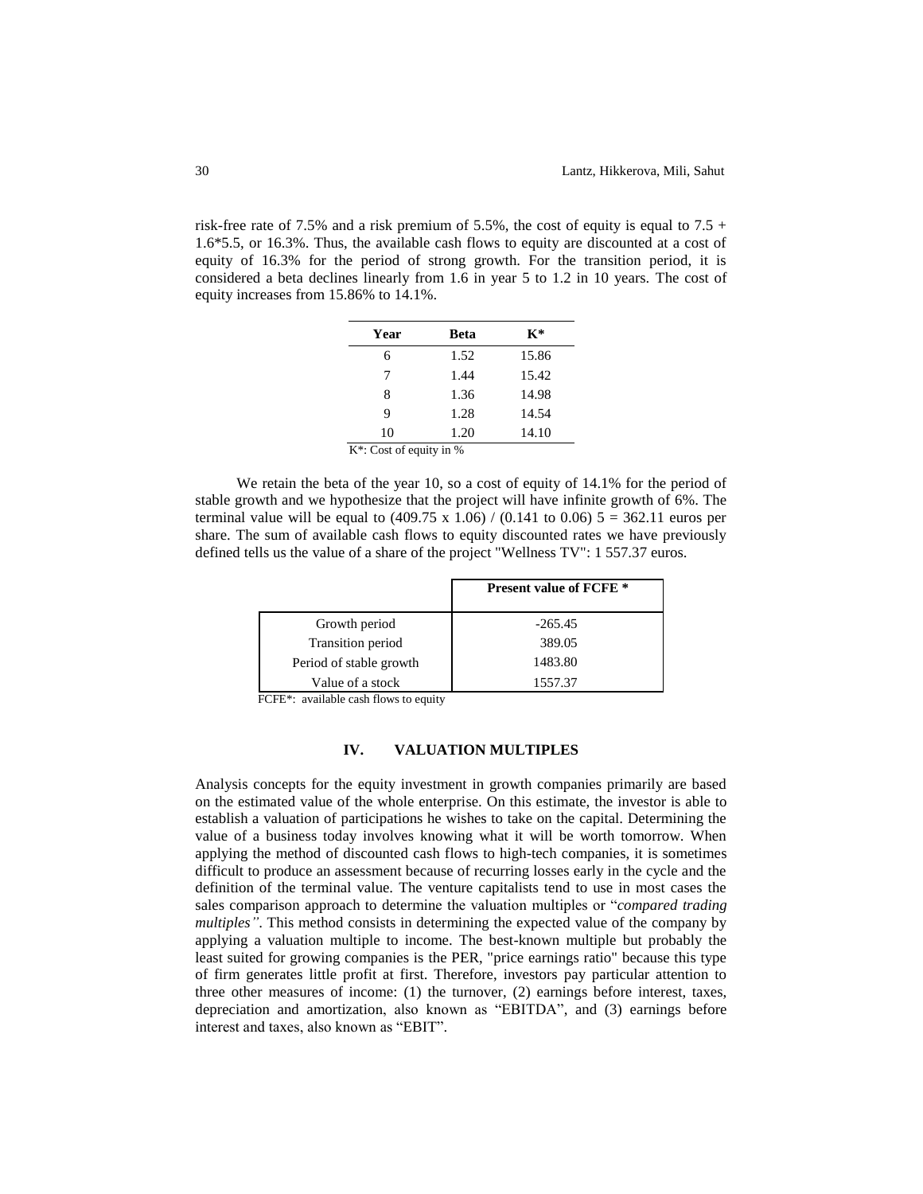risk-free rate of 7.5% and a risk premium of 5.5%, the cost of equity is equal to 7.5 + 1.6*5.5, or 16.3%. Thus, the available cash flows to equity are discounted at a cost of equity of 16.3% for the period of strong growth. For the transition period, it is considered a beta declines linearly from 1.6 in year 5 to 1.2 in 10 years. The cost of equity increases from 15.86% to 14.1%.

| Year | Beta | K* |
|---|---|---|
| 6 | 1.52 | 15.86 |
| 7 | 1.44 | 15.42 |
| 8 | 1.36 | 14.98 |
| 9 | 1.28 | 14.54 |
| 10 | 1.20 | 14.10 |

K*: Cost of equity in %

We retain the beta of the year 10, so a cost of equity of 14.1% for the period of stable growth and we hypothesize that the project will have infinite growth of 6%. The terminal value will be equal to (409.75 x 1.06) / (0.141 to 0.06) 5 = 362.11 euros per share. The sum of available cash flows to equity discounted rates we have previously defined tells us the value of a share of the project "Wellness TV": 1 557.37 euros.

| | Present value of FCFE * |
|---|---|
| Growth period | -265.45 |
| Transition period | 389.05 |
| Period of stable growth | 1483.80 |
| Value of a stock | 1557.37 |

FCFE*: available cash flows to equity

## IV. VALUATION MULTIPLES

Analysis concepts for the equity investment in growth companies primarily are based on the estimated value of the whole enterprise. On this estimate, the investor is able to establish a valuation of participations he wishes to take on the capital. Determining the value of a business today involves knowing what it will be worth tomorrow. When applying the method of discounted cash flows to high-tech companies, it is sometimes difficult to produce an assessment because of recurring losses early in the cycle and the definition of the terminal value. The venture capitalists tend to use in most cases the sales comparison approach to determine the valuation multiples or "*compared trading multiples"*. This method consists in determining the expected value of the company by applying a valuation multiple to income. The best-known multiple but probably the least suited for growing companies is the PER, "price earnings ratio" because this type of firm generates little profit at first. Therefore, investors pay particular attention to three other measures of income: (1) the turnover, (2) earnings before interest, taxes, depreciation and amortization, also known as "EBITDA", and (3) earnings before interest and taxes, also known as "EBIT".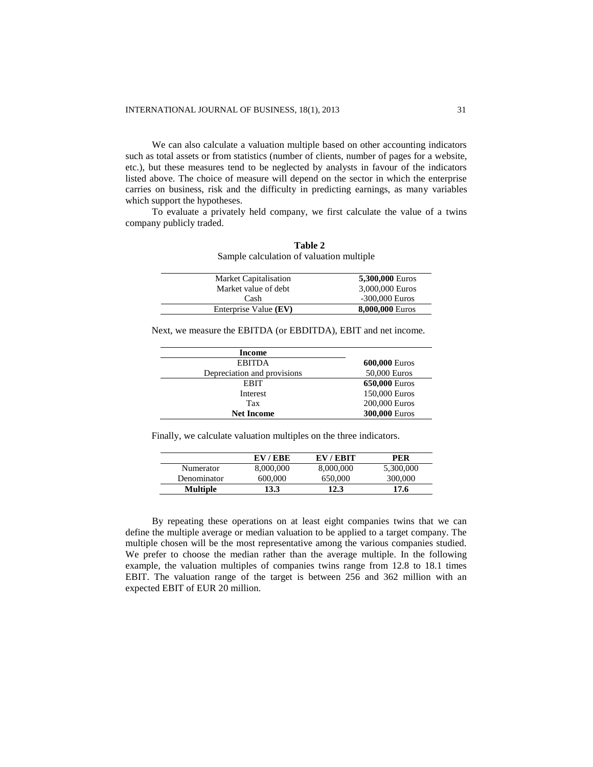We can also calculate a valuation multiple based on other accounting indicators such as total assets or from statistics (number of clients, number of pages for a website, etc.), but these measures tend to be neglected by analysts in favour of the indicators listed above. The choice of measure will depend on the sector in which the enterprise carries on business, risk and the difficulty in predicting earnings, as many variables which support the hypotheses.

To evaluate a privately held company, we first calculate the value of a twins company publicly traded.

**Table 2**
Sample calculation of valuation multiple

| | |
|---|---|
| Market Capitalisation | **5,300,000** Euros |
| Market value of debt | 3,000,000 Euros |
| Cash | -300,000 Euros |
| Enterprise Value **(EV)** | **8,000,000** Euros |

Next, we measure the EBITDA (or EBDITDA), EBIT and net income.

| **Income** | |
|---|---|
| EBITDA | **600,000** Euros |
| Depreciation and provisions | 50,000 Euros |
| EBIT | **650,000** Euros |
| Interest | 150,000 Euros |
| Tax | 200,000 Euros |
| **Net Income** | **300,000** Euros |

Finally, we calculate valuation multiples on the three indicators.

| | **EV / EBE** | **EV / EBIT** | **PER** |
|---|---|---|---|
| Numerator | 8,000,000 | 8,000,000 | 5,300,000 |
| Denominator | 600,000 | 650,000 | 300,000 |
| **Multiple** | **13.3** | **12.3** | **17.6** |

By repeating these operations on at least eight companies twins that we can define the multiple average or median valuation to be applied to a target company. The multiple chosen will be the most representative among the various companies studied. We prefer to choose the median rather than the average multiple. In the following example, the valuation multiples of companies twins range from 12.8 to 18.1 times EBIT. The valuation range of the target is between 256 and 362 million with an expected EBIT of EUR 20 million.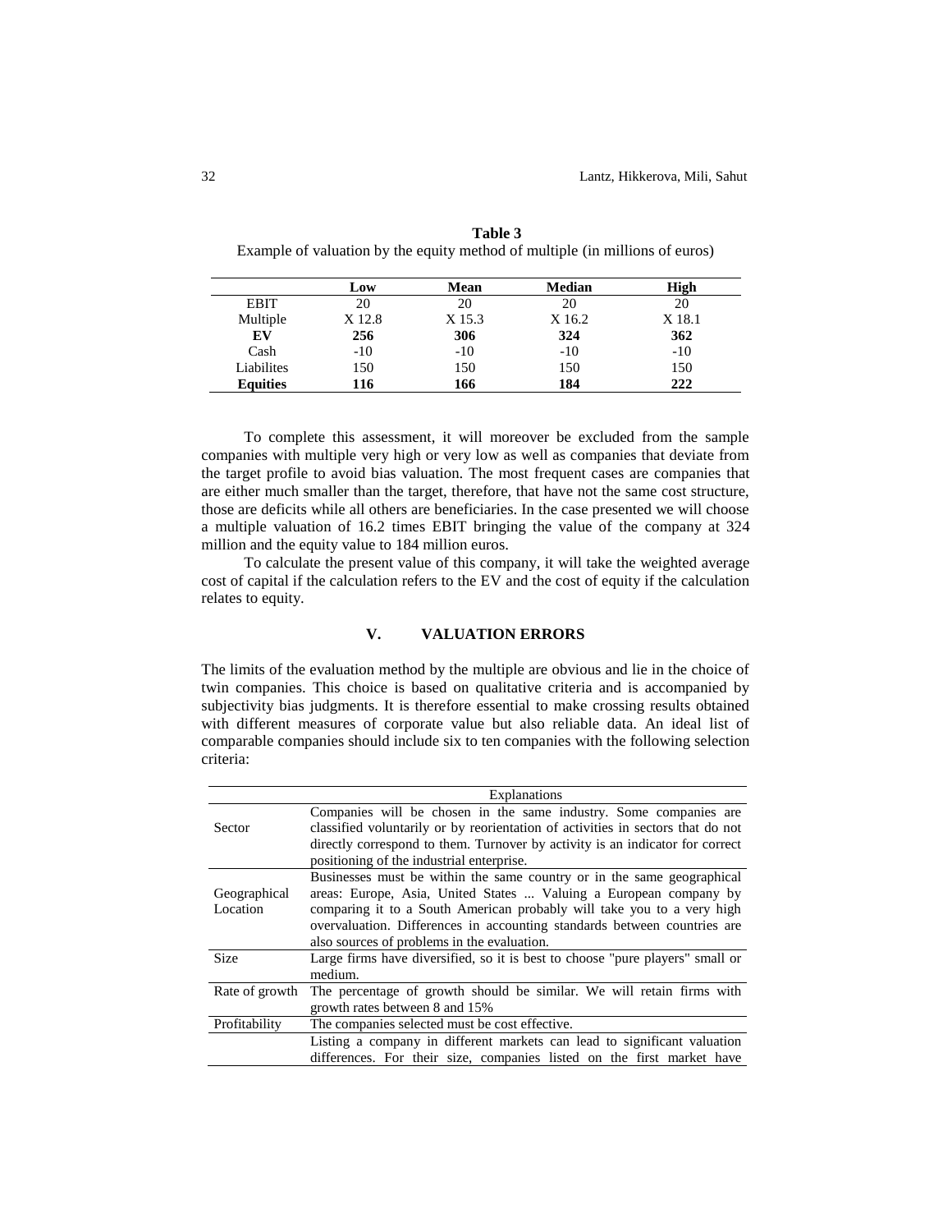**Table 3**
Example of valuation by the equity method of multiple (in millions of euros)

| | **Low** | **Mean** | **Median** | **High** |
|---|---|---|---|---|
| EBIT | 20 | 20 | 20 | 20 |
| Multiple | X 12.8 | X 15.3 | X 16.2 | X 18.1 |
| **EV** | **256** | **306** | **324** | **362** |
| Cash | -10 | -10 | -10 | -10 |
| Liabilites | 150 | 150 | 150 | 150 |
| **Equities** | **116** | **166** | **184** | **222** |

To complete this assessment, it will moreover be excluded from the sample companies with multiple very high or very low as well as companies that deviate from the target profile to avoid bias valuation. The most frequent cases are companies that are either much smaller than the target, therefore, that have not the same cost structure, those are deficits while all others are beneficiaries. In the case presented we will choose a multiple valuation of 16.2 times EBIT bringing the value of the company at 324 million and the equity value to 184 million euros.

To calculate the present value of this company, it will take the weighted average cost of capital if the calculation refers to the EV and the cost of equity if the calculation relates to equity.

## V. VALUATION ERRORS

The limits of the evaluation method by the multiple are obvious and lie in the choice of twin companies. This choice is based on qualitative criteria and is accompanied by subjectivity bias judgments. It is therefore essential to make crossing results obtained with different measures of corporate value but also reliable data. An ideal list of comparable companies should include six to ten companies with the following selection criteria:

| | Explanations |
|---|---|
| Sector | Companies will be chosen in the same industry. Some companies are classified voluntarily or by reorientation of activities in sectors that do not directly correspond to them. Turnover by activity is an indicator for correct positioning of the industrial enterprise. |
| Geographical Location | Businesses must be within the same country or in the same geographical areas: Europe, Asia, United States ... Valuing a European company by comparing it to a South American probably will take you to a very high overvaluation. Differences in accounting standards between countries are also sources of problems in the evaluation. |
| Size | Large firms have diversified, so it is best to choose "pure players" small or medium. |
| Rate of growth | The percentage of growth should be similar. We will retain firms with growth rates between 8 and 15% |
| Profitability | The companies selected must be cost effective. |
| | Listing a company in different markets can lead to significant valuation differences. For their size, companies listed on the first market have |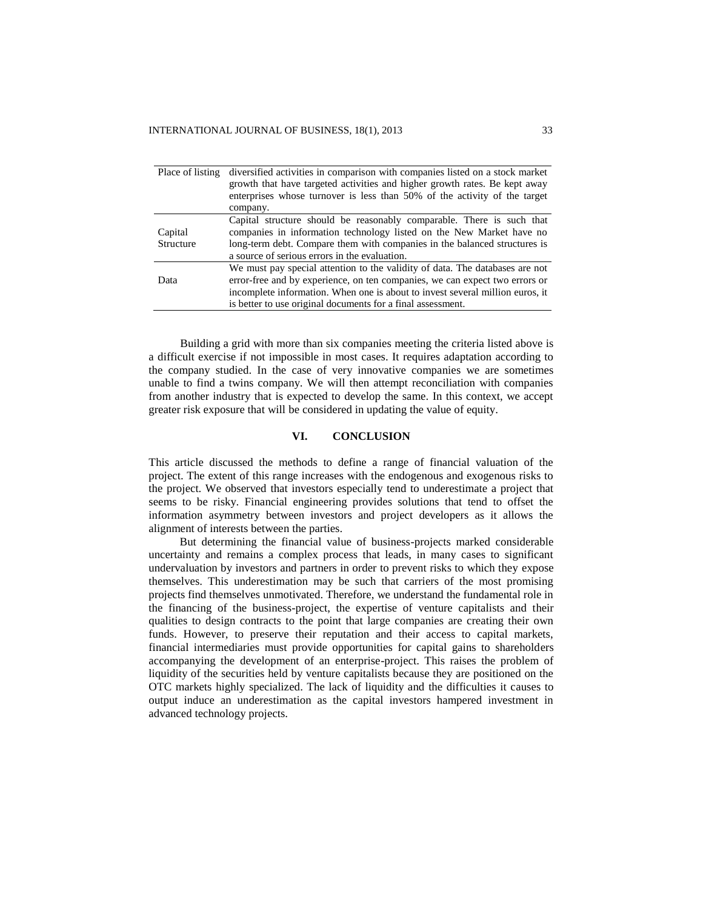| | |
|---|---|
| Place of listing | diversified activities in comparison with companies listed on a stock market growth that have targeted activities and higher growth rates. Be kept away enterprises whose turnover is less than 50% of the activity of the target company. |
| Capital Structure | Capital structure should be reasonably comparable. There is such that companies in information technology listed on the New Market have no long-term debt. Compare them with companies in the balanced structures is a source of serious errors in the evaluation. |
| Data | We must pay special attention to the validity of data. The databases are not error-free and by experience, on ten companies, we can expect two errors or incomplete information. When one is about to invest several million euros, it is better to use original documents for a final assessment. |

Building a grid with more than six companies meeting the criteria listed above is a difficult exercise if not impossible in most cases. It requires adaptation according to the company studied. In the case of very innovative companies we are sometimes unable to find a twins company. We will then attempt reconciliation with companies from another industry that is expected to develop the same. In this context, we accept greater risk exposure that will be considered in updating the value of equity.

## VI. CONCLUSION

This article discussed the methods to define a range of financial valuation of the project. The extent of this range increases with the endogenous and exogenous risks to the project. We observed that investors especially tend to underestimate a project that seems to be risky. Financial engineering provides solutions that tend to offset the information asymmetry between investors and project developers as it allows the alignment of interests between the parties.

But determining the financial value of business-projects marked considerable uncertainty and remains a complex process that leads, in many cases to significant undervaluation by investors and partners in order to prevent risks to which they expose themselves. This underestimation may be such that carriers of the most promising projects find themselves unmotivated. Therefore, we understand the fundamental role in the financing of the business-project, the expertise of venture capitalists and their qualities to design contracts to the point that large companies are creating their own funds. However, to preserve their reputation and their access to capital markets, financial intermediaries must provide opportunities for capital gains to shareholders accompanying the development of an enterprise-project. This raises the problem of liquidity of the securities held by venture capitalists because they are positioned on the OTC markets highly specialized. The lack of liquidity and the difficulties it causes to output induce an underestimation as the capital investors hampered investment in advanced technology projects.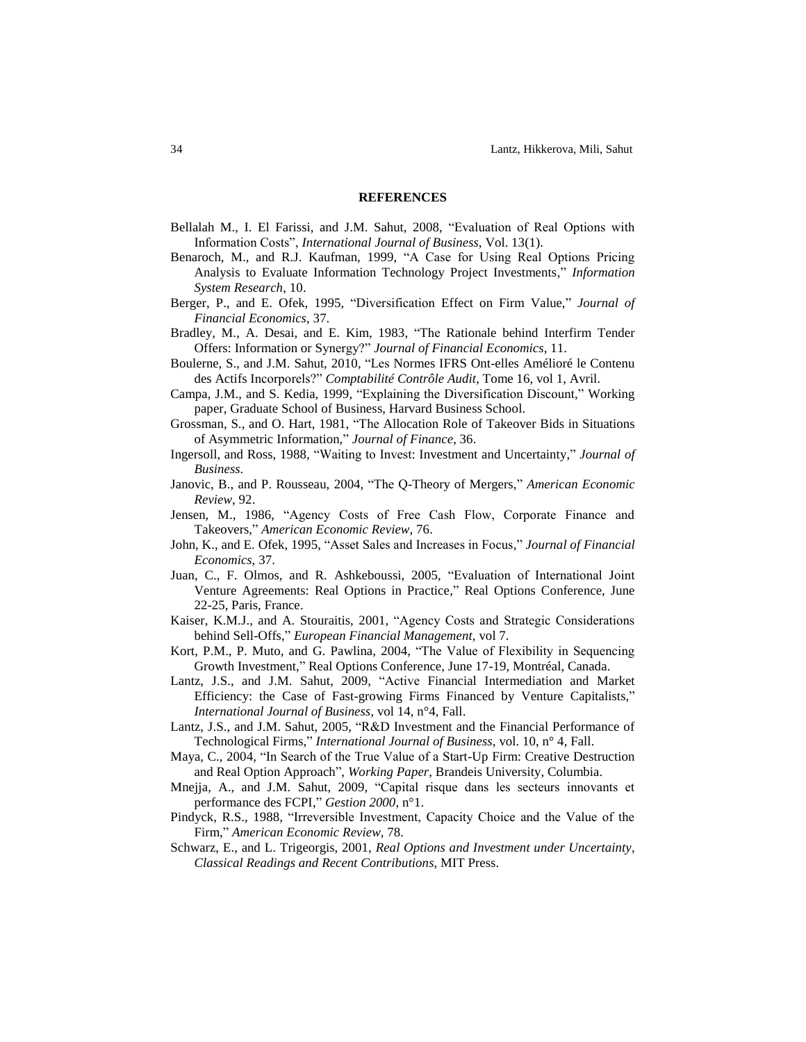## REFERENCES

Bellalah M., I. El Farissi, and J.M. Sahut, 2008, "Evaluation of Real Options with Information Costs", *International Journal of Business*, Vol. 13(1).

Benaroch, M., and R.J. Kaufman, 1999, "A Case for Using Real Options Pricing Analysis to Evaluate Information Technology Project Investments," *Information System Research*, 10.

Berger, P., and E. Ofek, 1995, "Diversification Effect on Firm Value," *Journal of Financial Economics*, 37.

Bradley, M., A. Desai, and E. Kim, 1983, "The Rationale behind Interfirm Tender Offers: Information or Synergy?" *Journal of Financial Economics*, 11.

Boulerne, S., and J.M. Sahut, 2010, "Les Normes IFRS Ont-elles Amélioré le Contenu des Actifs Incorporels?" *Comptabilité Contrôle Audit*, Tome 16, vol 1, Avril.

Campa, J.M., and S. Kedia, 1999, "Explaining the Diversification Discount," Working paper, Graduate School of Business, Harvard Business School.

Grossman, S., and O. Hart, 1981, "The Allocation Role of Takeover Bids in Situations of Asymmetric Information," *Journal of Finance*, 36.

Ingersoll, and Ross, 1988, "Waiting to Invest: Investment and Uncertainty," *Journal of Business*.

Janovic, B., and P. Rousseau, 2004, "The Q-Theory of Mergers," *American Economic Review*, 92.

Jensen, M., 1986, "Agency Costs of Free Cash Flow, Corporate Finance and Takeovers," *American Economic Review*, 76.

John, K., and E. Ofek, 1995, "Asset Sales and Increases in Focus," *Journal of Financial Economics*, 37.

Juan, C., F. Olmos, and R. Ashkeboussi, 2005, "Evaluation of International Joint Venture Agreements: Real Options in Practice," Real Options Conference, June 22-25, Paris, France.

Kaiser, K.M.J., and A. Stouraitis, 2001, "Agency Costs and Strategic Considerations behind Sell-Offs," *European Financial Management*, vol 7.

Kort, P.M., P. Muto, and G. Pawlina, 2004, "The Value of Flexibility in Sequencing Growth Investment," Real Options Conference, June 17-19, Montréal, Canada.

Lantz, J.S., and J.M. Sahut, 2009, "Active Financial Intermediation and Market Efficiency: the Case of Fast-growing Firms Financed by Venture Capitalists," *International Journal of Business*, vol 14, n°4, Fall.

Lantz, J.S., and J.M. Sahut, 2005, "R&D Investment and the Financial Performance of Technological Firms," *International Journal of Business*, vol. 10, n° 4, Fall.

Maya, C., 2004, "In Search of the True Value of a Start-Up Firm: Creative Destruction and Real Option Approach", *Working Paper*, Brandeis University, Columbia.

Mnejja, A., and J.M. Sahut, 2009, "Capital risque dans les secteurs innovants et performance des FCPI," *Gestion 2000*, n°1.

Pindyck, R.S., 1988, "Irreversible Investment, Capacity Choice and the Value of the Firm," *American Economic Review*, 78.

Schwarz, E., and L. Trigeorgis, 2001, *Real Options and Investment under Uncertainty, Classical Readings and Recent Contributions*, MIT Press.